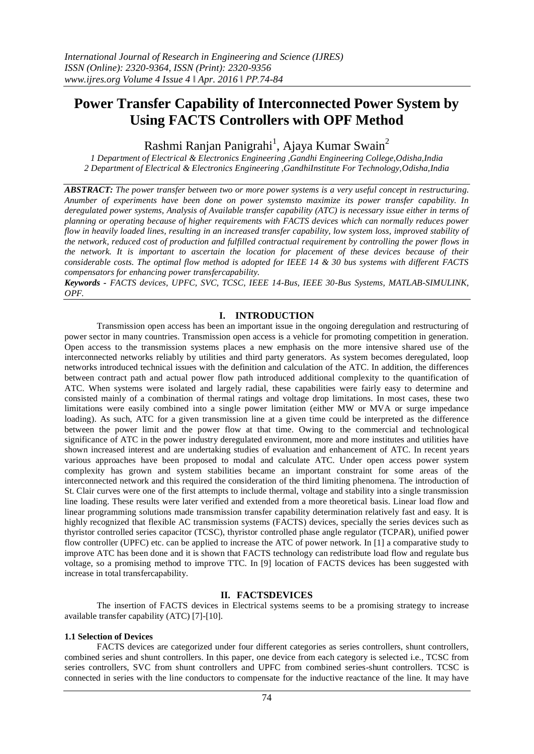# Power Transfer Capability of Interconnected Power System by Using FACTS Controllers with OPF Method

Rashmi Ranjan Panigrahi[1], Ajaya Kumar Swain[2]

*1 Department of Electrical & Electronics Engineering ,Gandhi Engineering College,Odisha,India*
*2 Department of Electrical & Electronics Engineering ,GandhiInstitute For Technology,Odisha,India*

***ABSTRACT:*** *The power transfer between two or more power systems is a very useful concept in restructuring. Anumber of experiments have been done on power systemsto maximize its power transfer capability. In deregulated power systems, Analysis of Available transfer capability (ATC) is necessary issue either in terms of planning or operating because of higher requirements with FACTS devices which can normally reduces power flow in heavily loaded lines, resulting in an increased transfer capability, low system loss, improved stability of the network, reduced cost of production and fulfilled contractual requirement by controlling the power flows in the network. It is important to ascertain the location for placement of these devices because of their considerable costs. The optimal flow method is adopted for IEEE 14 & 30 bus systems with different FACTS compensators for enhancing power transfercapability.*

***Keywords -*** *FACTS devices, UPFC, SVC, TCSC, IEEE 14-Bus, IEEE 30-Bus Systems, MATLAB-SIMULINK, OPF.*

## I. INTRODUCTION

Transmission open access has been an important issue in the ongoing deregulation and restructuring of power sector in many countries. Transmission open access is a vehicle for promoting competition in generation. Open access to the transmission systems places a new emphasis on the more intensive shared use of the interconnected networks reliably by utilities and third party generators. As system becomes deregulated, loop networks introduced technical issues with the definition and calculation of the ATC. In addition, the differences between contract path and actual power flow path introduced additional complexity to the quantification of ATC. When systems were isolated and largely radial, these capabilities were fairly easy to determine and consisted mainly of a combination of thermal ratings and voltage drop limitations. In most cases, these two limitations were easily combined into a single power limitation (either MW or MVA or surge impedance loading). As such, ATC for a given transmission line at a given time could be interpreted as the difference between the power limit and the power flow at that time. Owing to the commercial and technological significance of ATC in the power industry deregulated environment, more and more institutes and utilities have shown increased interest and are undertaking studies of evaluation and enhancement of ATC. In recent years various approaches have been proposed to modal and calculate ATC. Under open access power system complexity has grown and system stabilities became an important constraint for some areas of the interconnected network and this required the consideration of the third limiting phenomena. The introduction of St. Clair curves were one of the first attempts to include thermal, voltage and stability into a single transmission line loading. These results were later verified and extended from a more theoretical basis. Linear load flow and linear programming solutions made transmission transfer capability determination relatively fast and easy. It is highly recognized that flexible AC transmission systems (FACTS) devices, specially the series devices such as thyristor controlled series capacitor (TCSC), thyristor controlled phase angle regulator (TCPAR), unified power flow controller (UPFC) etc. can be applied to increase the ATC of power network. In [1] a comparative study to improve ATC has been done and it is shown that FACTS technology can redistribute load flow and regulate bus voltage, so a promising method to improve TTC. In [9] location of FACTS devices has been suggested with increase in total transfercapability.

## II. FACTSDEVICES

The insertion of FACTS devices in Electrical systems seems to be a promising strategy to increase available transfer capability (ATC) [7]-[10].

### 1.1 Selection of Devices

FACTS devices are categorized under four different categories as series controllers, shunt controllers, combined series and shunt controllers. In this paper, one device from each category is selected i.e., TCSC from series controllers, SVC from shunt controllers and UPFC from combined series-shunt controllers. TCSC is connected in series with the line conductors to compensate for the inductive reactance of the line. It may have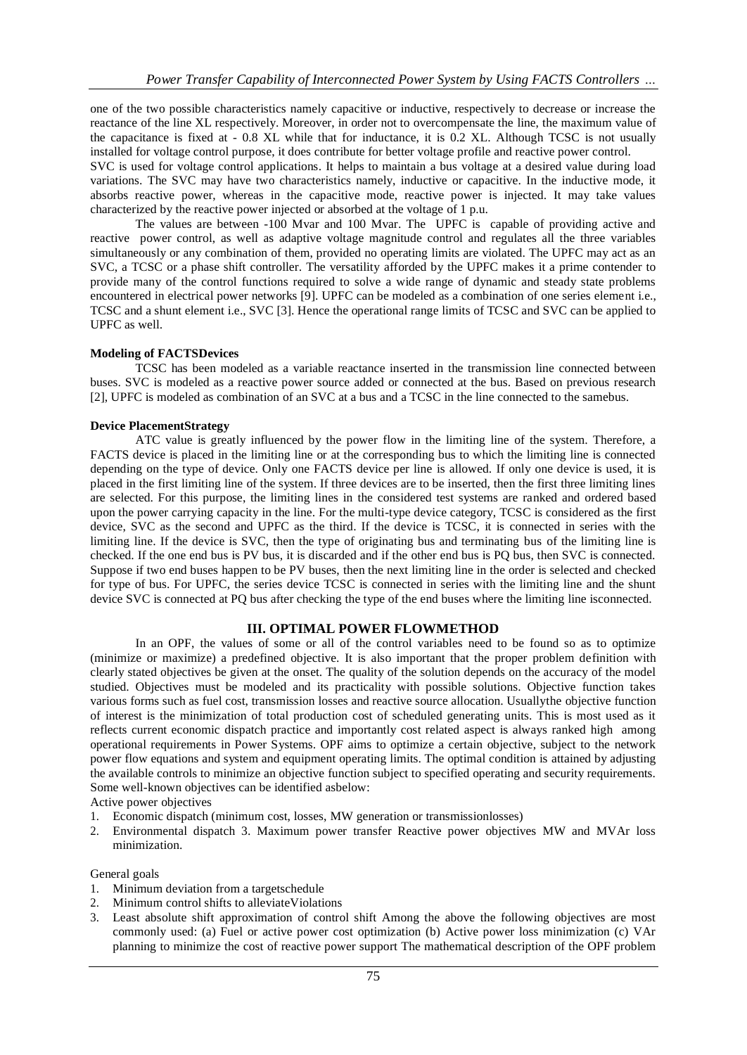one of the two possible characteristics namely capacitive or inductive, respectively to decrease or increase the reactance of the line XL respectively. Moreover, in order not to overcompensate the line, the maximum value of the capacitance is fixed at - 0.8 XL while that for inductance, it is 0.2 XL. Although TCSC is not usually installed for voltage control purpose, it does contribute for better voltage profile and reactive power control.

SVC is used for voltage control applications. It helps to maintain a bus voltage at a desired value during load variations. The SVC may have two characteristics namely, inductive or capacitive. In the inductive mode, it absorbs reactive power, whereas in the capacitive mode, reactive power is injected. It may take values characterized by the reactive power injected or absorbed at the voltage of 1 p.u.

The values are between -100 Mvar and 100 Mvar. The UPFC is capable of providing active and reactive power control, as well as adaptive voltage magnitude control and regulates all the three variables simultaneously or any combination of them, provided no operating limits are violated. The UPFC may act as an SVC, a TCSC or a phase shift controller. The versatility afforded by the UPFC makes it a prime contender to provide many of the control functions required to solve a wide range of dynamic and steady state problems encountered in electrical power networks [9]. UPFC can be modeled as a combination of one series element i.e., TCSC and a shunt element i.e., SVC [3]. Hence the operational range limits of TCSC and SVC can be applied to UPFC as well.

**Modeling of FACTSDevices**

TCSC has been modeled as a variable reactance inserted in the transmission line connected between buses. SVC is modeled as a reactive power source added or connected at the bus. Based on previous research [2], UPFC is modeled as combination of an SVC at a bus and a TCSC in the line connected to the samebus.

**Device PlacementStrategy**

ATC value is greatly influenced by the power flow in the limiting line of the system. Therefore, a FACTS device is placed in the limiting line or at the corresponding bus to which the limiting line is connected depending on the type of device. Only one FACTS device per line is allowed. If only one device is used, it is placed in the first limiting line of the system. If three devices are to be inserted, then the first three limiting lines are selected. For this purpose, the limiting lines in the considered test systems are ranked and ordered based upon the power carrying capacity in the line. For the multi-type device category, TCSC is considered as the first device, SVC as the second and UPFC as the third. If the device is TCSC, it is connected in series with the limiting line. If the device is SVC, then the type of originating bus and terminating bus of the limiting line is checked. If the one end bus is PV bus, it is discarded and if the other end bus is PQ bus, then SVC is connected. Suppose if two end buses happen to be PV buses, then the next limiting line in the order is selected and checked for type of bus. For UPFC, the series device TCSC is connected in series with the limiting line and the shunt device SVC is connected at PQ bus after checking the type of the end buses where the limiting line isconnected.

## III. OPTIMAL POWER FLOWMETHOD

In an OPF, the values of some or all of the control variables need to be found so as to optimize (minimize or maximize) a predefined objective. It is also important that the proper problem definition with clearly stated objectives be given at the onset. The quality of the solution depends on the accuracy of the model studied. Objectives must be modeled and its practicality with possible solutions. Objective function takes various forms such as fuel cost, transmission losses and reactive source allocation. Usuallythe objective function of interest is the minimization of total production cost of scheduled generating units. This is most used as it reflects current economic dispatch practice and importantly cost related aspect is always ranked high among operational requirements in Power Systems. OPF aims to optimize a certain objective, subject to the network power flow equations and system and equipment operating limits. The optimal condition is attained by adjusting the available controls to minimize an objective function subject to specified operating and security requirements. Some well-known objectives can be identified asbelow:

Active power objectives

1. Economic dispatch (minimum cost, losses, MW generation or transmissionlosses)
2. Environmental dispatch 3. Maximum power transfer Reactive power objectives MW and MVAr loss minimization.

General goals

1. Minimum deviation from a targetschedule
2. Minimum control shifts to alleviateViolations
3. Least absolute shift approximation of control shift Among the above the following objectives are most commonly used: (a) Fuel or active power cost optimization (b) Active power loss minimization (c) VAr planning to minimize the cost of reactive power support The mathematical description of the OPF problem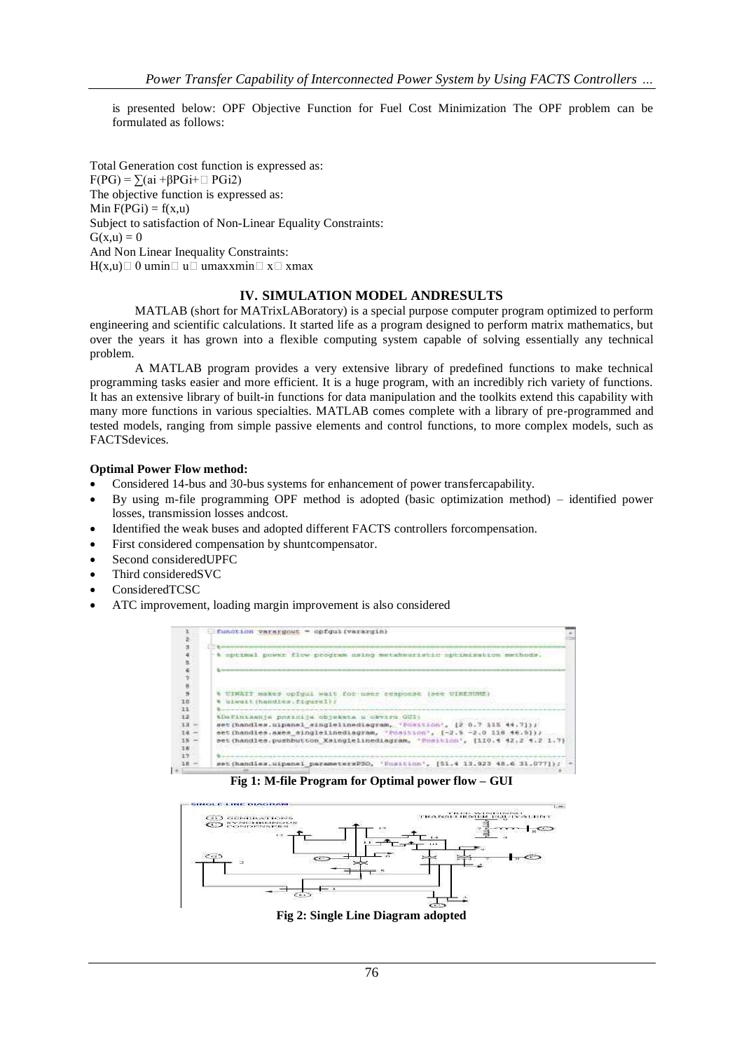is presented below: OPF Objective Function for Fuel Cost Minimization The OPF problem can be formulated as follows:

Total Generation cost function is expressed as:
$F(PG) = \sum(a_i + \beta PG_i + \square PG_i^2)$
The objective function is expressed as:
$\text{Min } F(PG_i) = f(x,u)$
Subject to satisfaction of Non-Linear Equality Constraints:
$G(x,u) = 0$
And Non Linear Inequality Constraints:
$H(x,u) \square 0 \; u_{min} \square u \square u_{max} x_{min} \square x \square x_{max}$

## IV. SIMULATION MODEL ANDRESULTS

MATLAB (short for MATrixLABoratory) is a special purpose computer program optimized to perform engineering and scientific calculations. It started life as a program designed to perform matrix mathematics, but over the years it has grown into a flexible computing system capable of solving essentially any technical problem.

A MATLAB program provides a very extensive library of predefined functions to make technical programming tasks easier and more efficient. It is a huge program, with an incredibly rich variety of functions. It has an extensive library of built-in functions for data manipulation and the toolkits extend this capability with many more functions in various specialties. MATLAB comes complete with a library of pre-programmed and tested models, ranging from simple passive elements and control functions, to more complex models, such as FACTSdevices.

**Optimal Power Flow method:**

- Considered 14-bus and 30-bus systems for enhancement of power transfercapability.
- By using m-file programming OPF method is adopted (basic optimization method) – identified power losses, transmission losses andcost.
- Identified the weak buses and adopted different FACTS controllers forcompensation.
- First considered compensation by shuntcompensator.
- Second consideredUPFC
- Third consideredSVC
- ConsideredTCSC
- ATC improvement, loading margin improvement is also considered

```
1      function varargout = opfgui(varargin)
2
3      %------------------------------------------------------------------------
4      % optimal power flow program using metaheuristic optimization methods.
5
6      %------------------------------------------------------------------------
7
8
9      % UIWAIT makes opfgui wait for user response (see UIRESUME)
10     % uiwait(handles.figure1);
11     %------------------------------------------------------------------------
12     %Definisanje pozicija objekata u okviru GUI:
13 -   set(handles.uipanel_singlelinediagram, 'Position', [2 0.7 115 44.7]);
14 -   set(handles.axes_singlelinediagram, 'Position', [-2.5 -2.0 118 46.5]);
15 -   set(handles.pushbutton_Xsinglelinediagram, 'Position', [110.4 42.2 4.2 1.7]
16
17     %------------------------------------------------------------------------
18 -   set(handles.uipanel_parametersPSO, 'Position', [51.4 13.923 48.6 31.077]);
```

**Fig 1: M-file Program for Optimal power flow – GUI**

**Fig 2: Single Line Diagram adopted**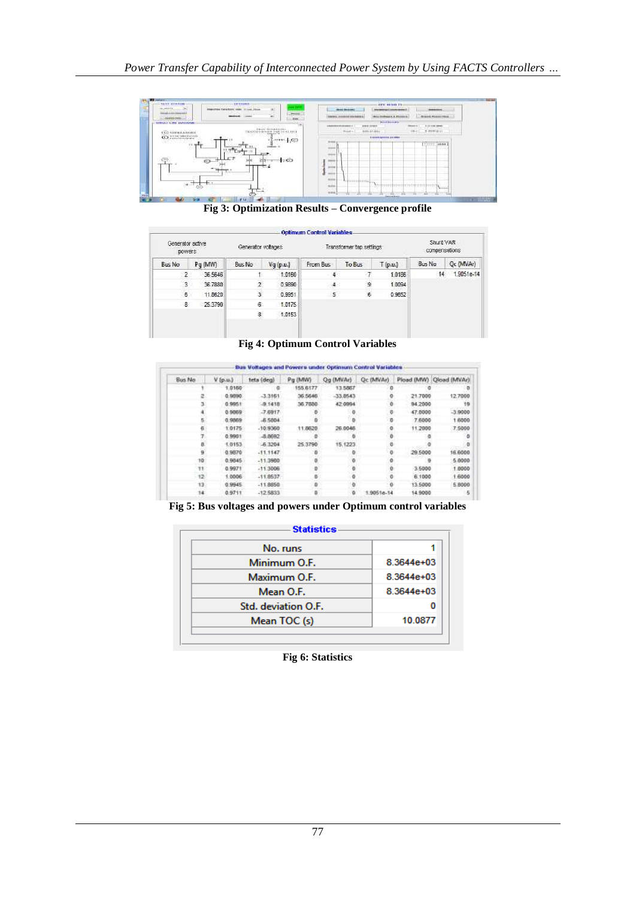Fig 3: Optimization Results – Convergence profile

**Optimum Control Variables**

| Generator active powers | | Generator voltages | | Transformer tap settings | | | Shunt VAR compensations | |
|---|---|---|---|---|---|---|---|---|
| Bus No | Pg (MW) | Bus No | Vg (p.u.) | From Bus | To Bus | T (p.u.) | Bus No | Qc (MVAr) |
| 2 | 36.5646 | 1 | 1.0160 | 4 | 7 | 1.0186 | 14 | 1.9051e-14 |
| 3 | 36.7880 | 2 | 0.9890 | 4 | 9 | 1.0094 | | |
| 6 | 11.8620 | 3 | 0.9951 | 5 | 6 | 0.9652 | | |
| 8 | 25.3790 | 6 | 1.0175 | | | | | |
| | | 8 | 1.0153 | | | | | |

Fig 4: Optimum Control Variables

**Bus Voltages and Powers under Optimum Control Variables**

| Bus No | V (p.u.) | teta (deg) | Pg (MW) | Qg (MVAr) | Qc (MVAr) | Pload (MW) | Qload (MVAr) |
|---|---|---|---|---|---|---|---|
| 1 | 1.0160 | 0 | 155.6177 | 13.5867 | 0 | 0 | 0 |
| 2 | 0.9890 | -3.3161 | 36.5646 | -33.8543 | 0 | 21.7000 | 12.7000 |
| 3 | 0.9951 | -9.1418 | 36.7880 | 42.0994 | 0 | 94.2000 | 19 |
| 4 | 0.9869 | -7.6917 | 0 | 0 | 0 | 47.8000 | -3.9000 |
| 5 | 0.9869 | -6.5804 | 0 | 0 | 0 | 7.6000 | 1.6000 |
| 6 | 1.0175 | -10.9360 | 11.8620 | 26.0046 | 0 | 11.2000 | 7.5000 |
| 7 | 0.9901 | -8.8692 | 0 | 0 | 0 | 0 | 0 |
| 8 | 1.0153 | -6.3204 | 25.3790 | 15.1223 | 0 | 0 | 0 |
| 9 | 0.9870 | -11.1147 | 0 | 0 | 0 | 29.5000 | 16.6000 |
| 10 | 0.9845 | -11.3980 | 0 | 0 | 0 | 9 | 5.8000 |
| 11 | 0.9971 | -11.3006 | 0 | 0 | 0 | 3.5000 | 1.8000 |
| 12 | 1.0006 | -11.8537 | 0 | 0 | 0 | 6.1000 | 1.6000 |
| 13 | 0.9945 | -11.8850 | 0 | 0 | 0 | 13.5000 | 5.8000 |
| 14 | 0.9711 | -12.5833 | 0 | 0 | 1.9051e-14 | 14.9000 | 5 |

Fig 5: Bus voltages and powers under Optimum control variables

**Statistics**

| | |
|---|---|
| No. runs | 1 |
| Minimum O.F. | 8.3644e+03 |
| Maximum O.F. | 8.3644e+03 |
| Mean O.F. | 8.3644e+03 |
| Std. deviation O.F. | 0 |
| Mean TOC (s) | 10.0877 |

Fig 6: Statistics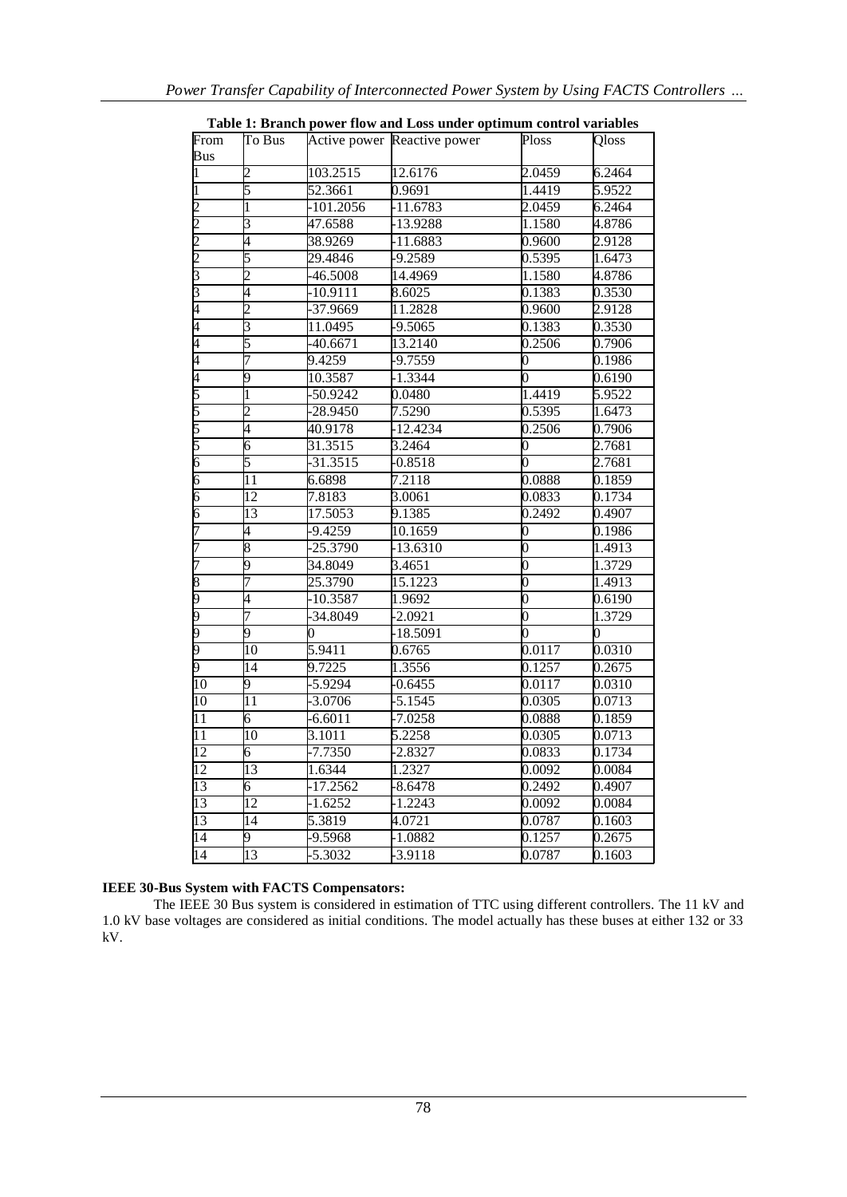**Table 1: Branch power flow and Loss under optimum control variables**

| From Bus | To Bus | Active power | Reactive power | Ploss | Qloss |
|---|---|---|---|---|---|
| 1 | 2 | 103.2515 | 12.6176 | 2.0459 | 6.2464 |
| 1 | 5 | 52.3661 | 0.9691 | 1.4419 | 5.9522 |
| 2 | 1 | -101.2056 | -11.6783 | 2.0459 | 6.2464 |
| 2 | 3 | 47.6588 | -13.9288 | 1.1580 | 4.8786 |
| 2 | 4 | 38.9269 | -11.6883 | 0.9600 | 2.9128 |
| 2 | 5 | 29.4846 | -9.2589 | 0.5395 | 1.6473 |
| 3 | 2 | -46.5008 | 14.4969 | 1.1580 | 4.8786 |
| 3 | 4 | -10.9111 | 8.6025 | 0.1383 | 0.3530 |
| 4 | 2 | -37.9669 | 11.2828 | 0.9600 | 2.9128 |
| 4 | 3 | 11.0495 | -9.5065 | 0.1383 | 0.3530 |
| 4 | 5 | -40.6671 | 13.2140 | 0.2506 | 0.7906 |
| 4 | 7 | 9.4259 | -9.7559 | 0 | 0.1986 |
| 4 | 9 | 10.3587 | -1.3344 | 0 | 0.6190 |
| 5 | 1 | -50.9242 | 0.0480 | 1.4419 | 5.9522 |
| 5 | 2 | -28.9450 | 7.5290 | 0.5395 | 1.6473 |
| 5 | 4 | 40.9178 | -12.4234 | 0.2506 | 0.7906 |
| 5 | 6 | 31.3515 | 3.2464 | 0 | 2.7681 |
| 6 | 5 | -31.3515 | -0.8518 | 0 | 2.7681 |
| 6 | 11 | 6.6898 | 7.2118 | 0.0888 | 0.1859 |
| 6 | 12 | 7.8183 | 3.0061 | 0.0833 | 0.1734 |
| 6 | 13 | 17.5053 | 9.1385 | 0.2492 | 0.4907 |
| 7 | 4 | -9.4259 | 10.1659 | 0 | 0.1986 |
| 7 | 8 | -25.3790 | -13.6310 | 0 | 1.4913 |
| 7 | 9 | 34.8049 | 3.4651 | 0 | 1.3729 |
| 8 | 7 | 25.3790 | 15.1223 | 0 | 1.4913 |
| 9 | 4 | -10.3587 | 1.9692 | 0 | 0.6190 |
| 9 | 7 | -34.8049 | -2.0921 | 0 | 1.3729 |
| 9 | 9 | 0 | -18.5091 | 0 | 0 |
| 9 | 10 | 5.9411 | 0.6765 | 0.0117 | 0.0310 |
| 9 | 14 | 9.7225 | 1.3556 | 0.1257 | 0.2675 |
| 10 | 9 | -5.9294 | -0.6455 | 0.0117 | 0.0310 |
| 10 | 11 | -3.0706 | -5.1545 | 0.0305 | 0.0713 |
| 11 | 6 | -6.6011 | -7.0258 | 0.0888 | 0.1859 |
| 11 | 10 | 3.1011 | 5.2258 | 0.0305 | 0.0713 |
| 12 | 6 | -7.7350 | -2.8327 | 0.0833 | 0.1734 |
| 12 | 13 | 1.6344 | 1.2327 | 0.0092 | 0.0084 |
| 13 | 6 | -17.2562 | -8.6478 | 0.2492 | 0.4907 |
| 13 | 12 | -1.6252 | -1.2243 | 0.0092 | 0.0084 |
| 13 | 14 | 5.3819 | 4.0721 | 0.0787 | 0.1603 |
| 14 | 9 | -9.5968 | -1.0882 | 0.1257 | 0.2675 |
| 14 | 13 | -5.3032 | -3.9118 | 0.0787 | 0.1603 |

**IEEE 30-Bus System with FACTS Compensators:**

The IEEE 30 Bus system is considered in estimation of TTC using different controllers. The 11 kV and 1.0 kV base voltages are considered as initial conditions. The model actually has these buses at either 132 or 33 kV.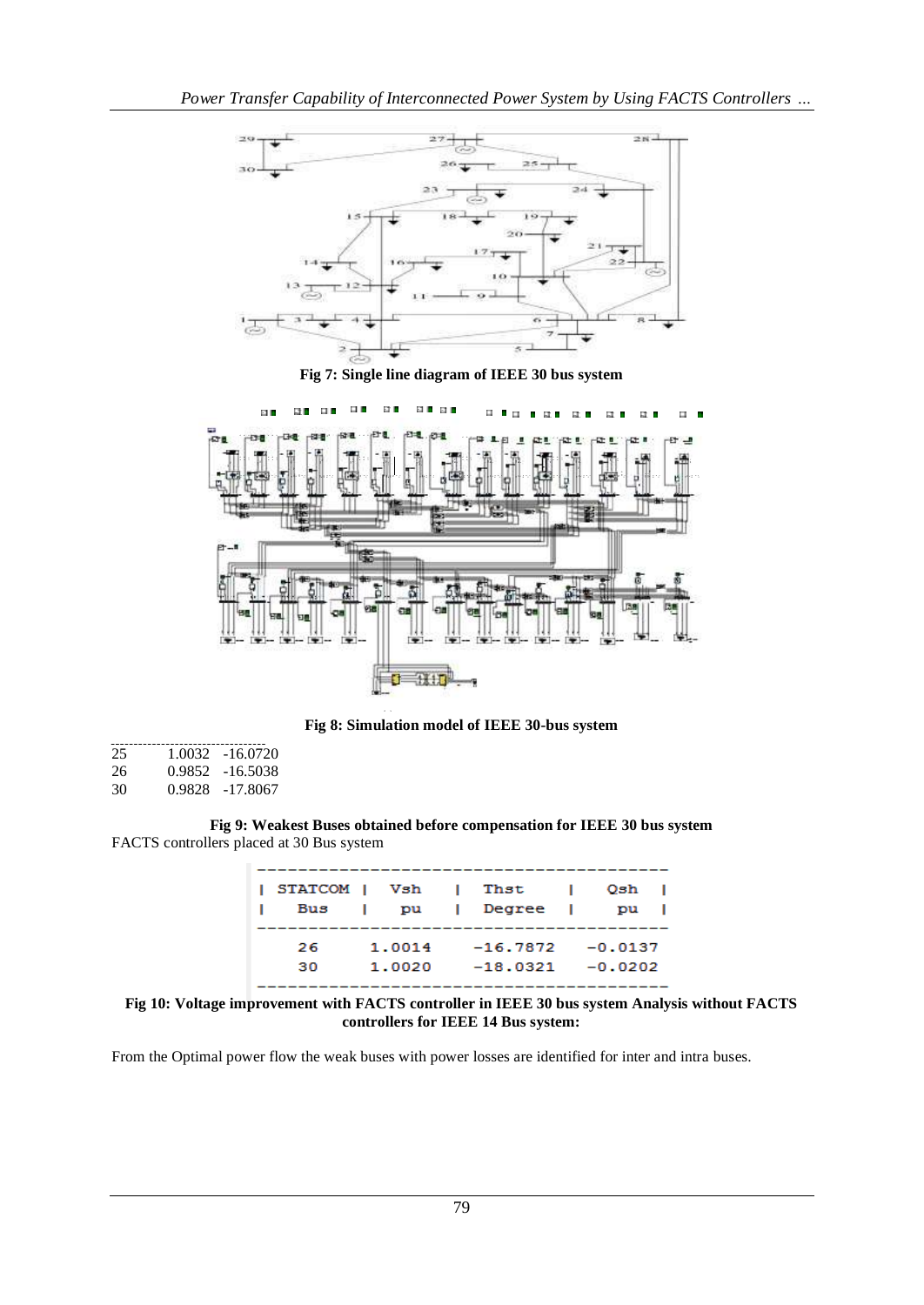Fig 7: Single line diagram of IEEE 30 bus system

Fig 8: Simulation model of IEEE 30-bus system

| | | |
|---|---|---|
| 25 | 1.0032 | -16.0720 |
| 26 | 0.9852 | -16.5038 |
| 30 | 0.9828 | -17.8067 |

**Fig 9: Weakest Buses obtained before compensation for IEEE 30 bus system**

FACTS controllers placed at 30 Bus system

| STATCOM Bus | Vsh pu | Thst Degree | Qsh pu |
|---|---|---|---|
| 26 | 1.0014 | -16.7872 | -0.0137 |
| 30 | 1.0020 | -18.0321 | -0.0202 |

**Fig 10: Voltage improvement with FACTS controller in IEEE 30 bus system Analysis without FACTS controllers for IEEE 14 Bus system:**

From the Optimal power flow the weak buses with power losses are identified for inter and intra buses.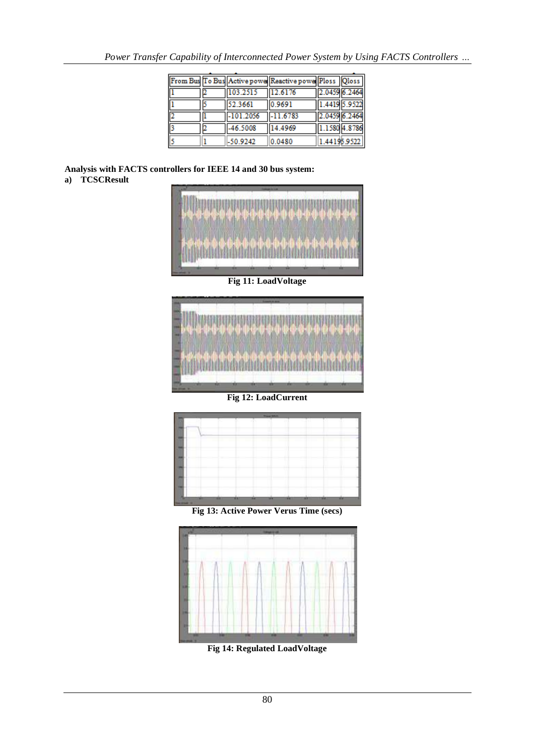| From Bus | To Bus | Active power | Reactive power | Ploss | Qloss |
|---|---|---|---|---|---|
| 1 | 2 | 103.2515 | 12.6176 | 2.0459 | 6.2464 |
| 1 | 5 | 52.3661 | 0.9691 | 1.4419 | 5.9522 |
| 2 | 1 | -101.2056 | -11.6783 | 2.0459 | 6.2464 |
| 3 | 2 | -46.5008 | 14.4969 | 1.1580 | 4.8786 |
| 5 | 1 | -50.9242 | 0.0480 | 1.4419 | 5.9522 |

**Analysis with FACTS controllers for IEEE 14 and 30 bus system:**

**a) TCSCResult**

**Fig 11: LoadVoltage**

**Fig 12: LoadCurrent**

**Fig 13: Active Power Verus Time (secs)**

**Fig 14: Regulated LoadVoltage**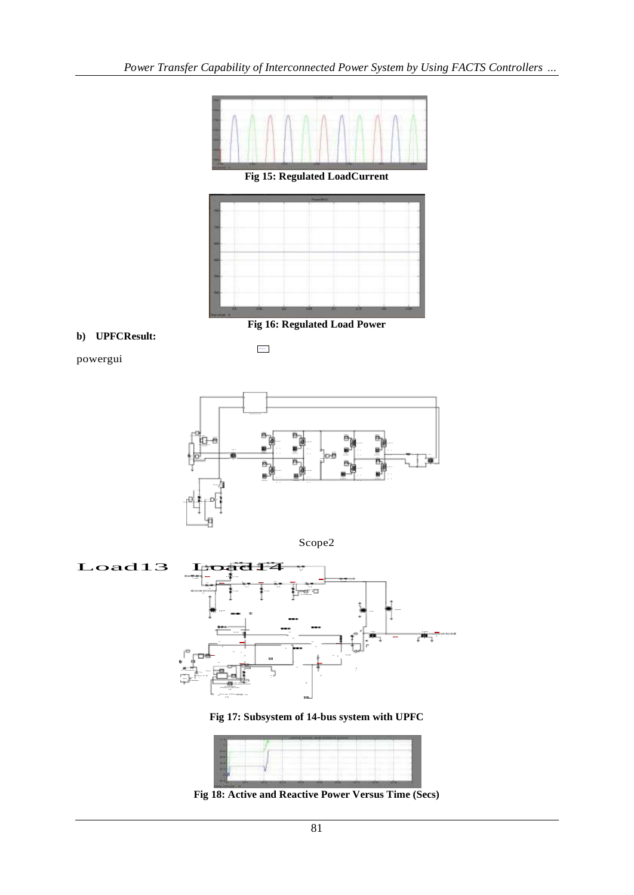Fig 15: Regulated LoadCurrent

Fig 16: Regulated Load Power

**b) UPFCResult:**

powergui

Scope2

Load13 Load14

Fig 17: Subsystem of 14-bus system with UPFC

Fig 18: Active and Reactive Power Versus Time (Secs)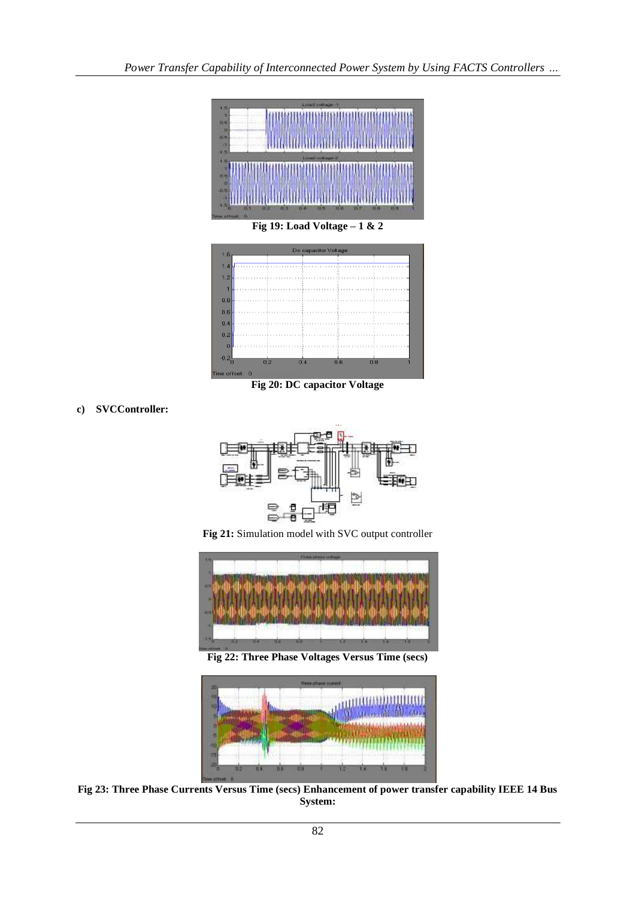Fig 19: Load Voltage – 1 & 2

Fig 20: DC capacitor Voltage

**c) SVCController:**

**Fig 21:** Simulation model with SVC output controller

**Fig 22: Three Phase Voltages Versus Time (secs)**

**Fig 23: Three Phase Currents Versus Time (secs) Enhancement of power transfer capability IEEE 14 Bus System:**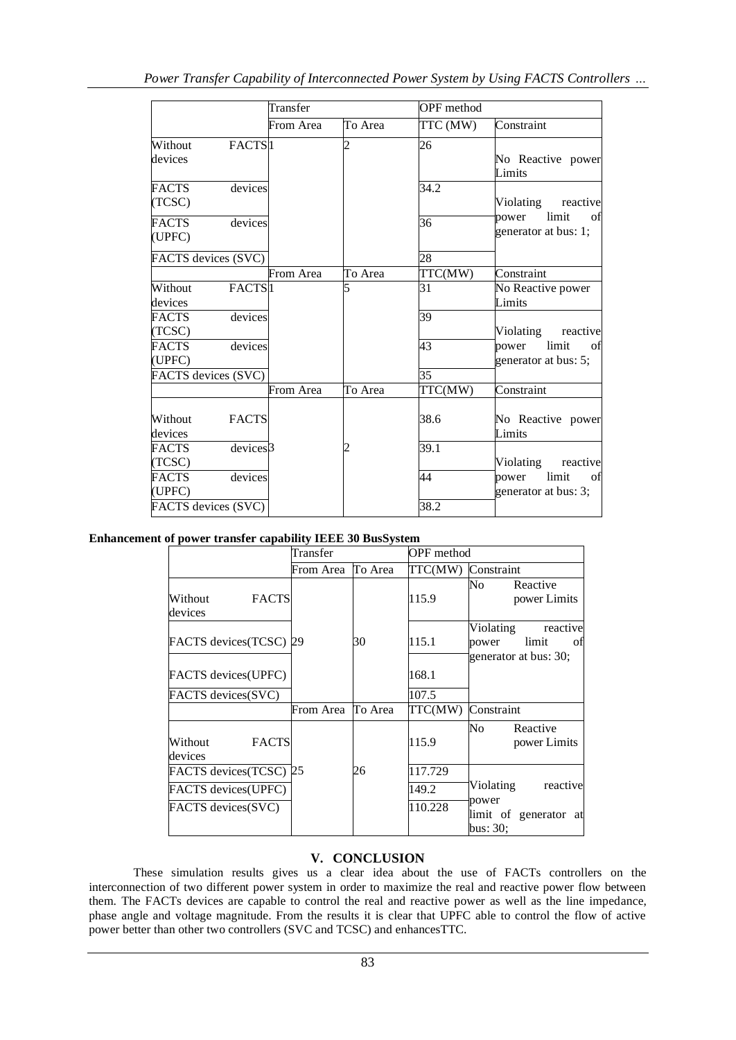| | Transfer | | OPF method | |
|---|---|---|---|---|
| | From Area | To Area | TTC (MW) | Constraint |
| Without FACTS devices | 1 | 2 | 26 | No Reactive power Limits |
| FACTS devices (TCSC) | | | 34.2 | Violating reactive power limit of generator at bus: 1; |
| FACTS devices (UPFC) | | | 36 | |
| FACTS devices (SVC) | | | 28 | |
| | From Area | To Area | TTC(MW) | Constraint |
| Without FACTS devices | 1 | 5 | 31 | No Reactive power Limits |
| FACTS devices (TCSC) | | | 39 | Violating reactive power limit of generator at bus: 5; |
| FACTS devices (UPFC) | | | 43 | |
| FACTS devices (SVC) | | | 35 | |
| | From Area | To Area | TTC(MW) | Constraint |
| Without FACTS devices | | | 38.6 | No Reactive power Limits |
| FACTS devices (TCSC) | 3 | 2 | 39.1 | Violating reactive power limit of generator at bus: 3; |
| FACTS devices (UPFC) | | | 44 | |
| FACTS devices (SVC) | | | 38.2 | |

**Enhancement of power transfer capability IEEE 30 BusSystem**

| | Transfer | | OPF method | |
|---|---|---|---|---|
| | From Area | To Area | TTC(MW) | Constraint |
| Without FACTS devices | | | 115.9 | No Reactive power Limits |
| FACTS devices(TCSC) | 29 | 30 | 115.1 | Violating reactive power limit of generator at bus: 30; |
| FACTS devices(UPFC) | | | 168.1 | |
| FACTS devices(SVC) | | | 107.5 | |
| | From Area | To Area | TTC(MW) | Constraint |
| Without FACTS devices | | | 115.9 | No Reactive power Limits |
| FACTS devices(TCSC) | 25 | 26 | 117.729 | Violating reactive power limit of generator at bus: 30; |
| FACTS devices(UPFC) | | | 149.2 | |
| FACTS devices(SVC) | | | 110.228 | |

## V. CONCLUSION

These simulation results gives us a clear idea about the use of FACTs controllers on the interconnection of two different power system in order to maximize the real and reactive power flow between them. The FACTs devices are capable to control the real and reactive power as well as the line impedance, phase angle and voltage magnitude. From the results it is clear that UPFC able to control the flow of active power better than other two controllers (SVC and TCSC) and enhancesTTC.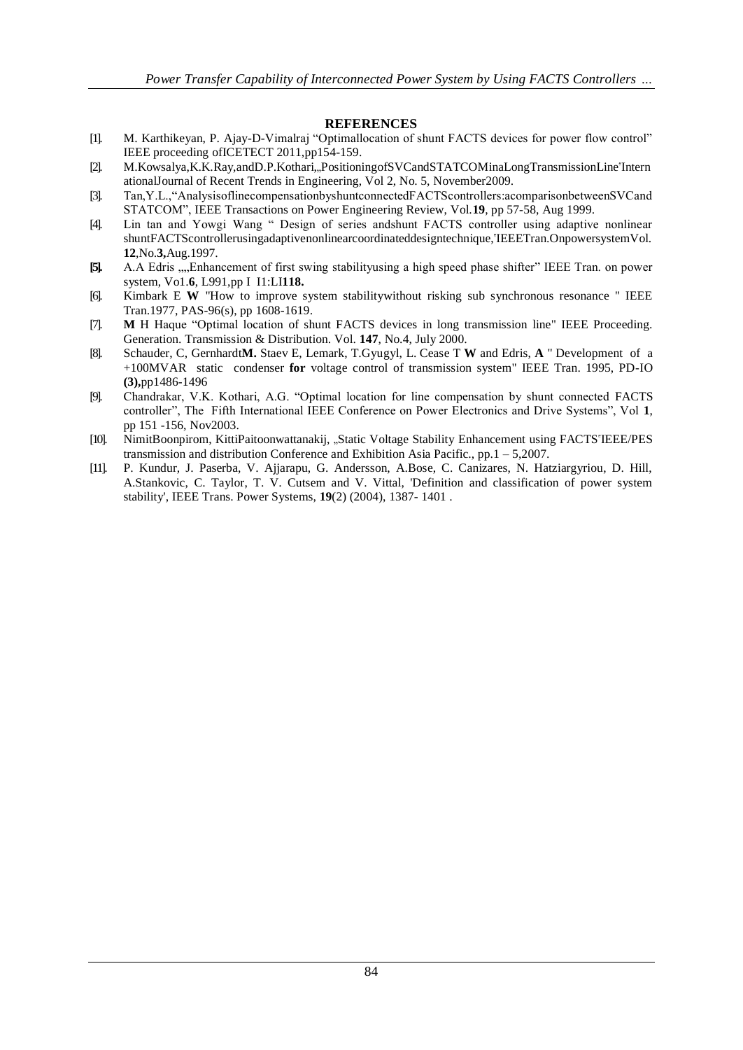## REFERENCES

[1]. M. Karthikeyan, P. Ajay-D-Vimalraj "Optimallocation of shunt FACTS devices for power flow control" IEEE proceeding ofICETECT 2011,pp154-159.

[2]. M.Kowsalya,K.K.Ray,andD.P.Kothari,„PositioningofSVCandSTATCOMinaLongTransmissionLine‟InternationalJournal of Recent Trends in Engineering, Vol 2, No. 5, November2009.

[3]. Tan,Y.L.,"AnalysisoflinecompensationbyshuntconnectedFACTScontrollers:acomparisonbetweenSVCand STATCOM", IEEE Transactions on Power Engineering Review, Vol.**19**, pp 57-58, Aug 1999.

[4]. Lin tan and Yowgi Wang " Design of series andshunt FACTS controller using adaptive nonlinear shuntFACTScontrollerusingadaptivenonlinearcoordinateddesigntechnique,‟IEEETran.OnpowersystemVol. **12**,No.**3,**Aug.1997.

**[5].** A.A Edris „„„Enhancement of first swing stabilityusing a high speed phase shifter" IEEE Tran. on power system, Vo1.**6**, L991,pp I I1:LI**118.**

[6]. Kimbark E **W** "How to improve system stabilitywithout risking sub synchronous resonance " IEEE Tran.1977, PAS-96(s), pp 1608-1619.

[7]. **M** H Haque "Optimal location of shunt FACTS devices in long transmission line" IEEE Proceeding. Generation. Transmission & Distribution. Vol. **147**, No.4, July 2000.

[8]. Schauder, C, Gernhardt**M.** Staev E, Lemark, T.Gyugyl, L. Cease T **W** and Edris, **A** " Development of a +100MVAR static condenser **for** voltage control of transmission system" IEEE Tran. 1995, PD-IO **(3),**pp1486-1496

[9]. Chandrakar, V.K. Kothari, A.G. "Optimal location for line compensation by shunt connected FACTS controller", The Fifth International IEEE Conference on Power Electronics and Drive Systems", Vol **1**, pp 151 -156, Nov2003.

[10]. NimitBoonpirom, KittiPaitoonwattanakij, „Static Voltage Stability Enhancement using FACTS‟IEEE/PES transmission and distribution Conference and Exhibition Asia Pacific., pp.1 – 5,2007.

[11]. P. Kundur, J. Paserba, V. Ajjarapu, G. Andersson, A.Bose, C. Canizares, N. Hatziargyriou, D. Hill, A.Stankovic, C. Taylor, T. V. Cutsem and V. Vittal, 'Definition and classification of power system stability', IEEE Trans. Power Systems, **19**(2) (2004), 1387- 1401 .